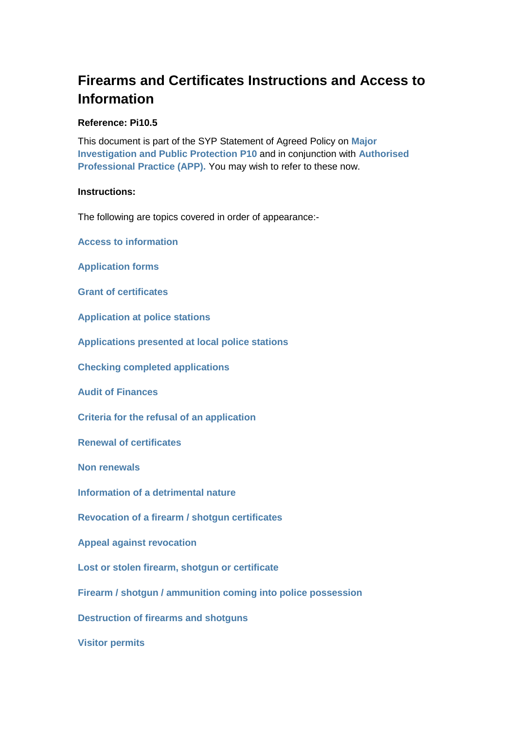# Firearms and Certificates Instructions and Access to Information

**Reference: Pi10.5**

This document is part of the SYP Statement of Agreed Policy on **Major Investigation and Public Protection P10** and in conjunction with **Authorised Professional Practice (APP).** You may wish to refer to these now.

**Instructions:**

The following are topics covered in order of appearance:-

**Access to information**

**Application forms**

**Grant of certificates**

**Application at police stations**

**Applications presented at local police stations**

**Checking completed applications**

**Audit of Finances**

**Criteria for the refusal of an application**

**Renewal of certificates**

**Non renewals**

**Information of a detrimental nature**

**Revocation of a firearm / shotgun certificates**

**Appeal against revocation**

**Lost or stolen firearm, shotgun or certificate**

**Firearm / shotgun / ammunition coming into police possession**

**Destruction of firearms and shotguns**

**Visitor permits**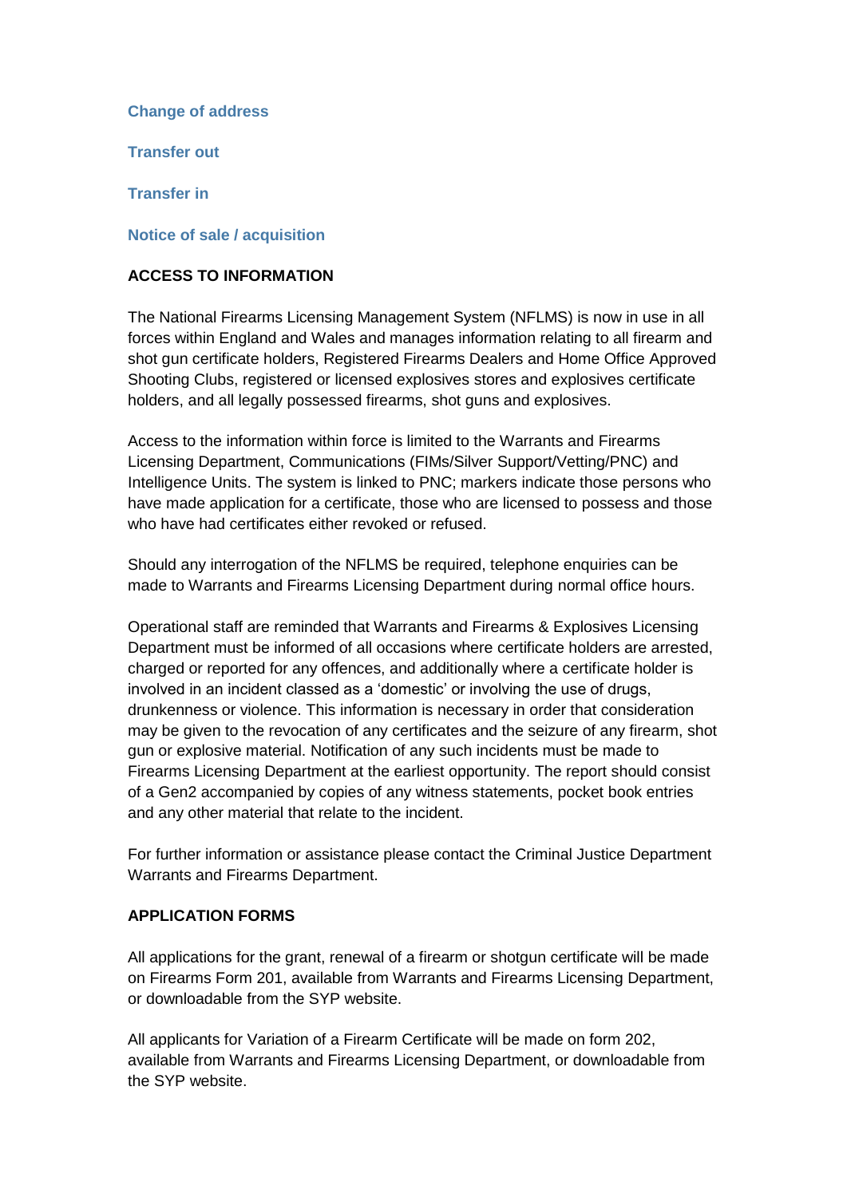**Change of address**

**Transfer out**

**Transfer in**

**Notice of sale / acquisition**

## ACCESS TO INFORMATION

The National Firearms Licensing Management System (NFLMS) is now in use in all forces within England and Wales and manages information relating to all firearm and shot gun certificate holders, Registered Firearms Dealers and Home Office Approved Shooting Clubs, registered or licensed explosives stores and explosives certificate holders, and all legally possessed firearms, shot guns and explosives.

Access to the information within force is limited to the Warrants and Firearms Licensing Department, Communications (FIMs/Silver Support/Vetting/PNC) and Intelligence Units. The system is linked to PNC; markers indicate those persons who have made application for a certificate, those who are licensed to possess and those who have had certificates either revoked or refused.

Should any interrogation of the NFLMS be required, telephone enquiries can be made to Warrants and Firearms Licensing Department during normal office hours.

Operational staff are reminded that Warrants and Firearms & Explosives Licensing Department must be informed of all occasions where certificate holders are arrested, charged or reported for any offences, and additionally where a certificate holder is involved in an incident classed as a 'domestic' or involving the use of drugs, drunkenness or violence. This information is necessary in order that consideration may be given to the revocation of any certificates and the seizure of any firearm, shot gun or explosive material. Notification of any such incidents must be made to Firearms Licensing Department at the earliest opportunity. The report should consist of a Gen2 accompanied by copies of any witness statements, pocket book entries and any other material that relate to the incident.

For further information or assistance please contact the Criminal Justice Department Warrants and Firearms Department.

## APPLICATION FORMS

All applications for the grant, renewal of a firearm or shotgun certificate will be made on Firearms Form 201, available from Warrants and Firearms Licensing Department, or downloadable from the SYP website.

All applicants for Variation of a Firearm Certificate will be made on form 202, available from Warrants and Firearms Licensing Department, or downloadable from the SYP website.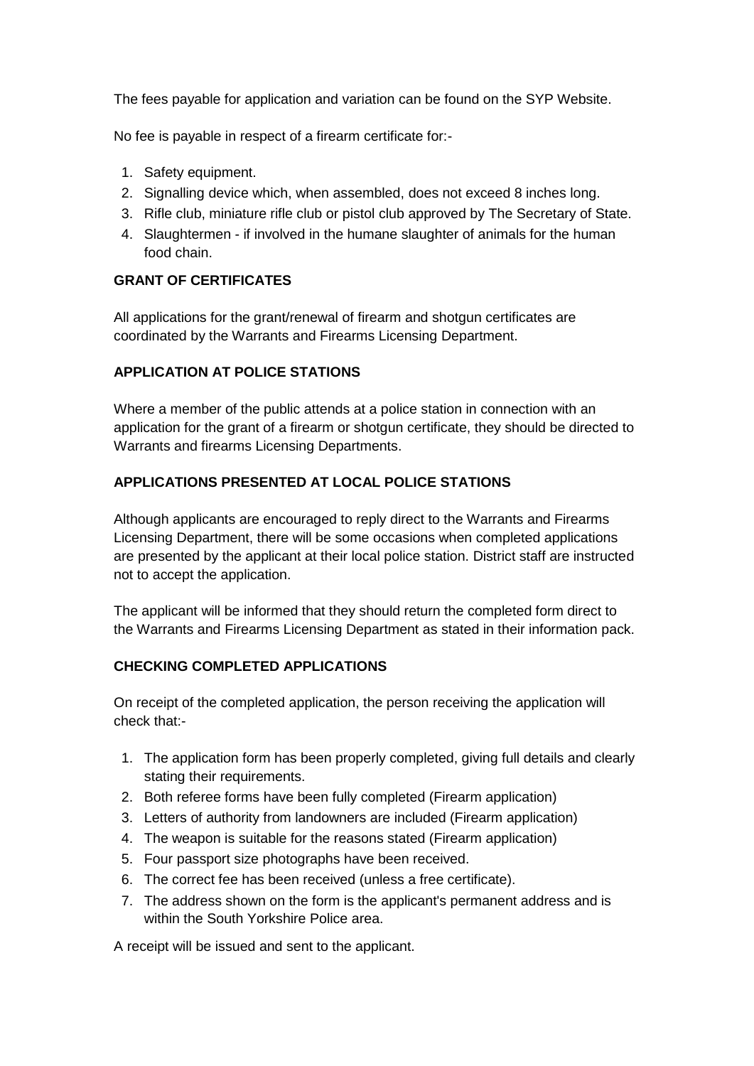The fees payable for application and variation can be found on the SYP Website.

No fee is payable in respect of a firearm certificate for:-

1. Safety equipment.
2. Signalling device which, when assembled, does not exceed 8 inches long.
3. Rifle club, miniature rifle club or pistol club approved by The Secretary of State.
4. Slaughtermen - if involved in the humane slaughter of animals for the human food chain.

**GRANT OF CERTIFICATES**

All applications for the grant/renewal of firearm and shotgun certificates are coordinated by the Warrants and Firearms Licensing Department.

**APPLICATION AT POLICE STATIONS**

Where a member of the public attends at a police station in connection with an application for the grant of a firearm or shotgun certificate, they should be directed to Warrants and firearms Licensing Departments.

**APPLICATIONS PRESENTED AT LOCAL POLICE STATIONS**

Although applicants are encouraged to reply direct to the Warrants and Firearms Licensing Department, there will be some occasions when completed applications are presented by the applicant at their local police station. District staff are instructed not to accept the application.

The applicant will be informed that they should return the completed form direct to the Warrants and Firearms Licensing Department as stated in their information pack.

**CHECKING COMPLETED APPLICATIONS**

On receipt of the completed application, the person receiving the application will check that:-

1. The application form has been properly completed, giving full details and clearly stating their requirements.
2. Both referee forms have been fully completed (Firearm application)
3. Letters of authority from landowners are included (Firearm application)
4. The weapon is suitable for the reasons stated (Firearm application)
5. Four passport size photographs have been received.
6. The correct fee has been received (unless a free certificate).
7. The address shown on the form is the applicant's permanent address and is within the South Yorkshire Police area.

A receipt will be issued and sent to the applicant.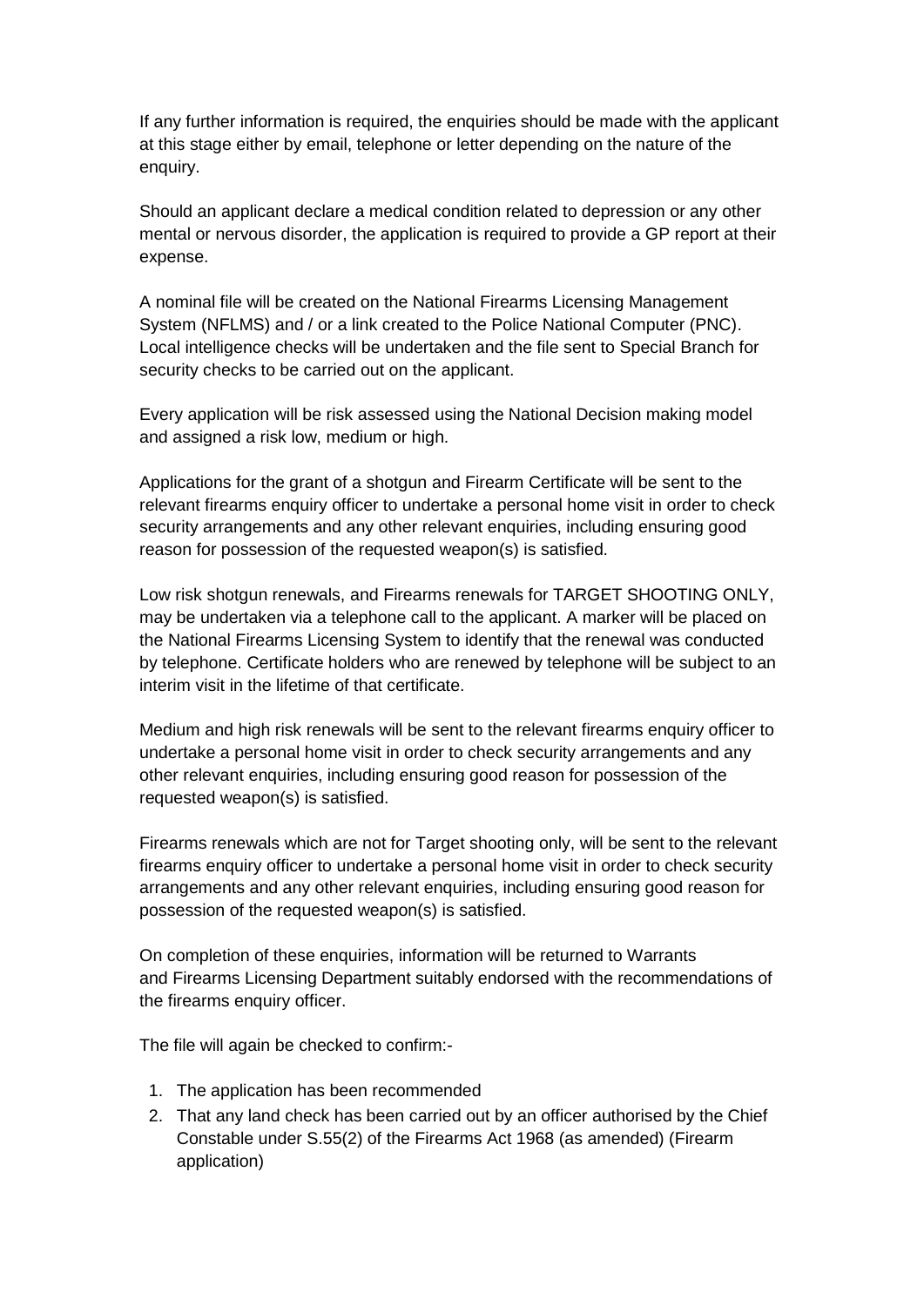If any further information is required, the enquiries should be made with the applicant at this stage either by email, telephone or letter depending on the nature of the enquiry.

Should an applicant declare a medical condition related to depression or any other mental or nervous disorder, the application is required to provide a GP report at their expense.

A nominal file will be created on the National Firearms Licensing Management System (NFLMS) and / or a link created to the Police National Computer (PNC). Local intelligence checks will be undertaken and the file sent to Special Branch for security checks to be carried out on the applicant.

Every application will be risk assessed using the National Decision making model and assigned a risk low, medium or high.

Applications for the grant of a shotgun and Firearm Certificate will be sent to the relevant firearms enquiry officer to undertake a personal home visit in order to check security arrangements and any other relevant enquiries, including ensuring good reason for possession of the requested weapon(s) is satisfied.

Low risk shotgun renewals, and Firearms renewals for TARGET SHOOTING ONLY, may be undertaken via a telephone call to the applicant. A marker will be placed on the National Firearms Licensing System to identify that the renewal was conducted by telephone. Certificate holders who are renewed by telephone will be subject to an interim visit in the lifetime of that certificate.

Medium and high risk renewals will be sent to the relevant firearms enquiry officer to undertake a personal home visit in order to check security arrangements and any other relevant enquiries, including ensuring good reason for possession of the requested weapon(s) is satisfied.

Firearms renewals which are not for Target shooting only, will be sent to the relevant firearms enquiry officer to undertake a personal home visit in order to check security arrangements and any other relevant enquiries, including ensuring good reason for possession of the requested weapon(s) is satisfied.

On completion of these enquiries, information will be returned to Warrants and Firearms Licensing Department suitably endorsed with the recommendations of the firearms enquiry officer.

The file will again be checked to confirm:-

1. The application has been recommended
2. That any land check has been carried out by an officer authorised by the Chief Constable under S.55(2) of the Firearms Act 1968 (as amended) (Firearm application)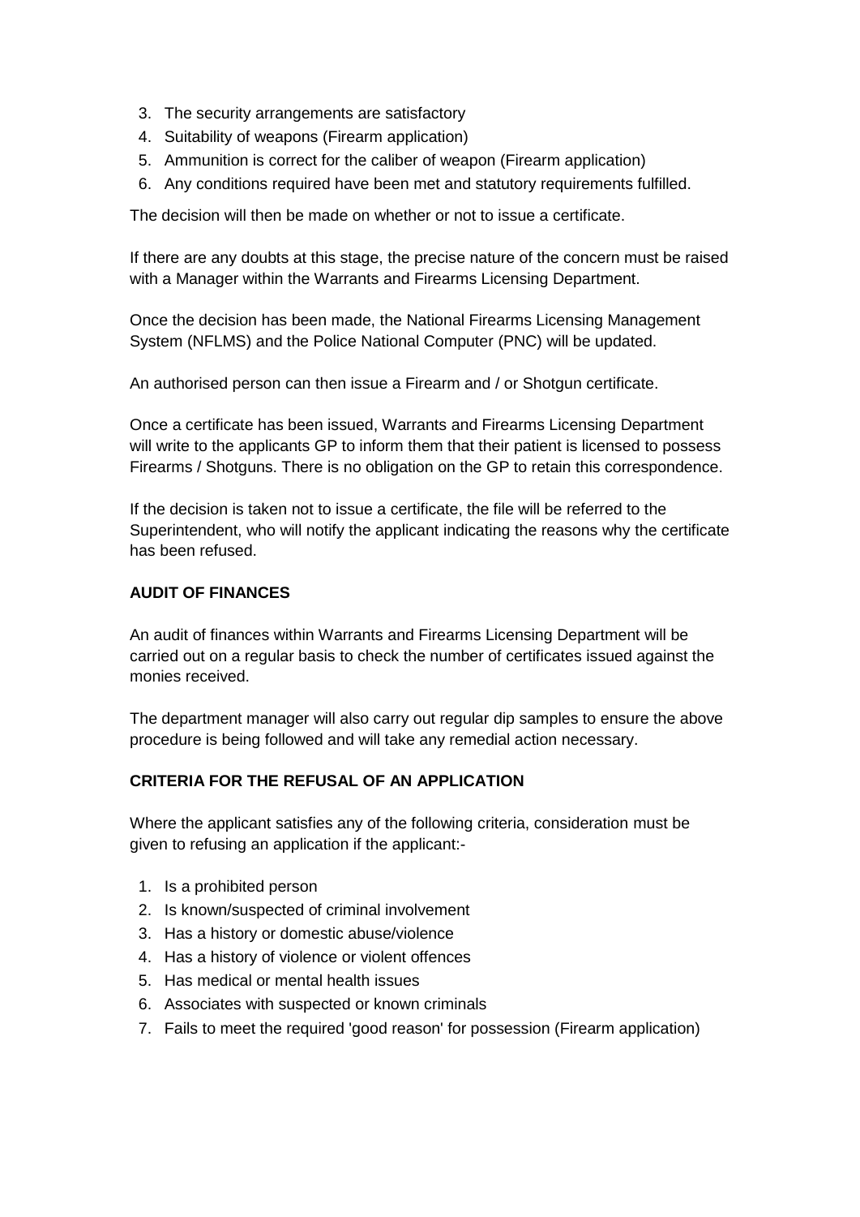3. The security arrangements are satisfactory
4. Suitability of weapons (Firearm application)
5. Ammunition is correct for the caliber of weapon (Firearm application)
6. Any conditions required have been met and statutory requirements fulfilled.

The decision will then be made on whether or not to issue a certificate.

If there are any doubts at this stage, the precise nature of the concern must be raised with a Manager within the Warrants and Firearms Licensing Department.

Once the decision has been made, the National Firearms Licensing Management System (NFLMS) and the Police National Computer (PNC) will be updated.

An authorised person can then issue a Firearm and / or Shotgun certificate.

Once a certificate has been issued, Warrants and Firearms Licensing Department will write to the applicants GP to inform them that their patient is licensed to possess Firearms / Shotguns. There is no obligation on the GP to retain this correspondence.

If the decision is taken not to issue a certificate, the file will be referred to the Superintendent, who will notify the applicant indicating the reasons why the certificate has been refused.

**AUDIT OF FINANCES**

An audit of finances within Warrants and Firearms Licensing Department will be carried out on a regular basis to check the number of certificates issued against the monies received.

The department manager will also carry out regular dip samples to ensure the above procedure is being followed and will take any remedial action necessary.

**CRITERIA FOR THE REFUSAL OF AN APPLICATION**

Where the applicant satisfies any of the following criteria, consideration must be given to refusing an application if the applicant:-

1. Is a prohibited person
2. Is known/suspected of criminal involvement
3. Has a history or domestic abuse/violence
4. Has a history of violence or violent offences
5. Has medical or mental health issues
6. Associates with suspected or known criminals
7. Fails to meet the required 'good reason' for possession (Firearm application)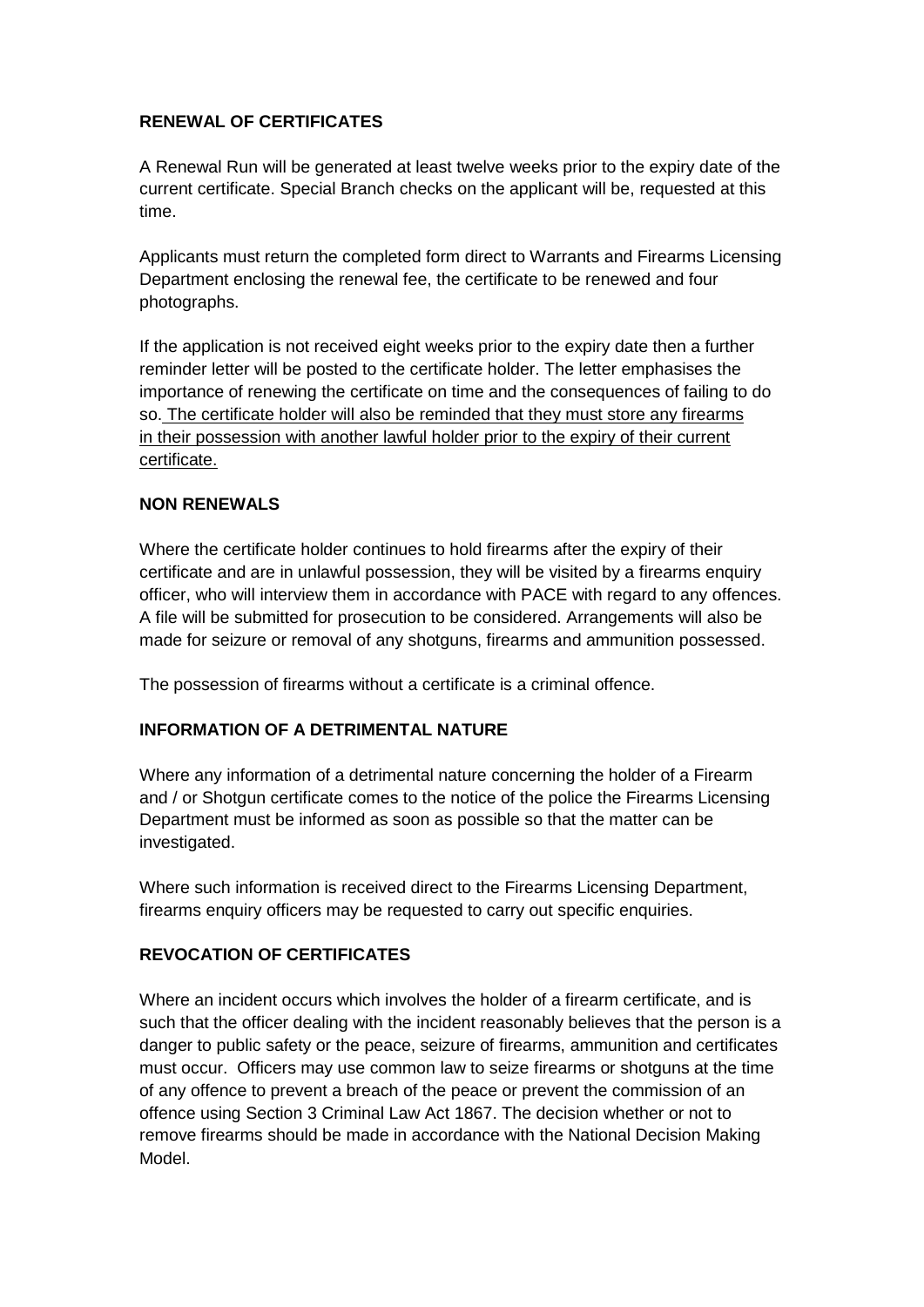**RENEWAL OF CERTIFICATES**

A Renewal Run will be generated at least twelve weeks prior to the expiry date of the current certificate. Special Branch checks on the applicant will be, requested at this time.

Applicants must return the completed form direct to Warrants and Firearms Licensing Department enclosing the renewal fee, the certificate to be renewed and four photographs.

If the application is not received eight weeks prior to the expiry date then a further reminder letter will be posted to the certificate holder. The letter emphasises the importance of renewing the certificate on time and the consequences of failing to do so. <u>The certificate holder will also be reminded that they must store any firearms in their possession with another lawful holder prior to the expiry of their current certificate.</u>

**NON RENEWALS**

Where the certificate holder continues to hold firearms after the expiry of their certificate and are in unlawful possession, they will be visited by a firearms enquiry officer, who will interview them in accordance with PACE with regard to any offences. A file will be submitted for prosecution to be considered. Arrangements will also be made for seizure or removal of any shotguns, firearms and ammunition possessed.

The possession of firearms without a certificate is a criminal offence.

**INFORMATION OF A DETRIMENTAL NATURE**

Where any information of a detrimental nature concerning the holder of a Firearm and / or Shotgun certificate comes to the notice of the police the Firearms Licensing Department must be informed as soon as possible so that the matter can be investigated.

Where such information is received direct to the Firearms Licensing Department, firearms enquiry officers may be requested to carry out specific enquiries.

**REVOCATION OF CERTIFICATES**

Where an incident occurs which involves the holder of a firearm certificate, and is such that the officer dealing with the incident reasonably believes that the person is a danger to public safety or the peace, seizure of firearms, ammunition and certificates must occur. Officers may use common law to seize firearms or shotguns at the time of any offence to prevent a breach of the peace or prevent the commission of an offence using Section 3 Criminal Law Act 1867. The decision whether or not to remove firearms should be made in accordance with the National Decision Making Model.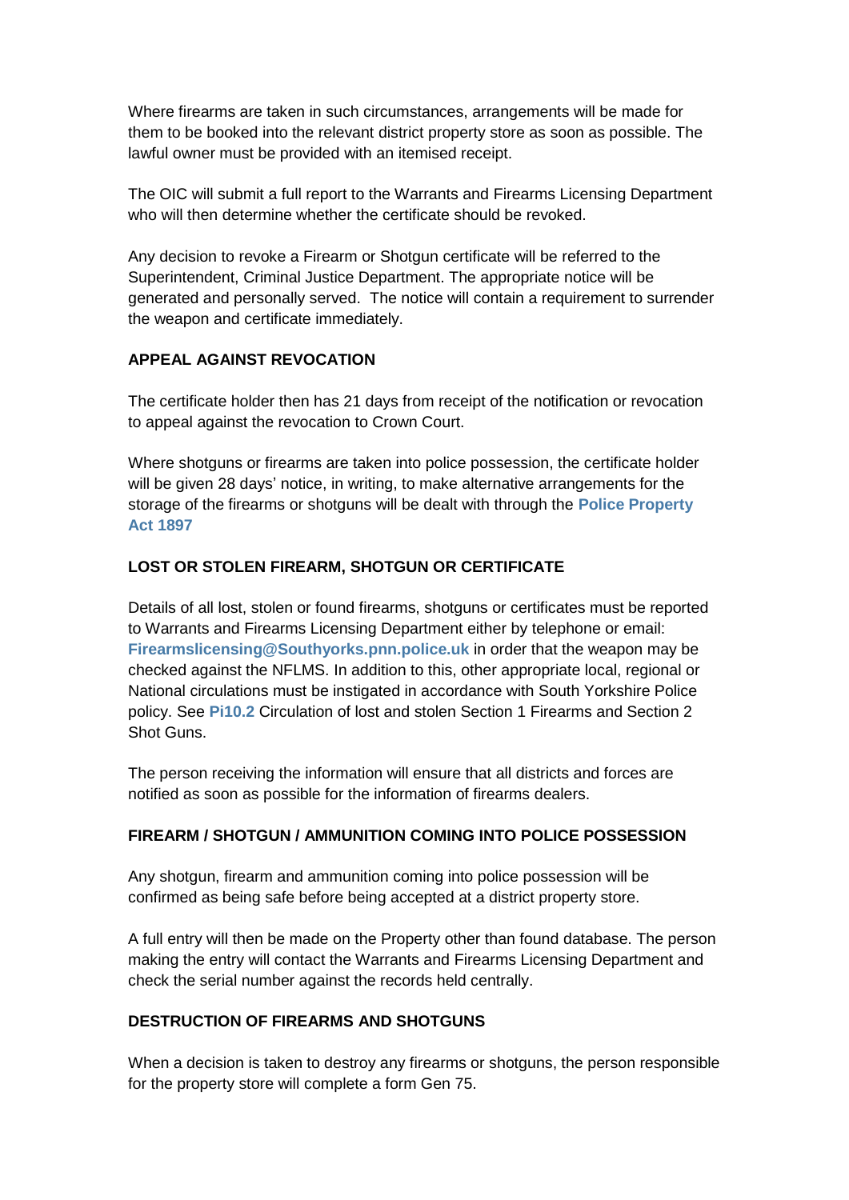Where firearms are taken in such circumstances, arrangements will be made for them to be booked into the relevant district property store as soon as possible. The lawful owner must be provided with an itemised receipt.

The OIC will submit a full report to the Warrants and Firearms Licensing Department who will then determine whether the certificate should be revoked.

Any decision to revoke a Firearm or Shotgun certificate will be referred to the Superintendent, Criminal Justice Department. The appropriate notice will be generated and personally served. The notice will contain a requirement to surrender the weapon and certificate immediately.

**APPEAL AGAINST REVOCATION**

The certificate holder then has 21 days from receipt of the notification or revocation to appeal against the revocation to Crown Court.

Where shotguns or firearms are taken into police possession, the certificate holder will be given 28 days' notice, in writing, to make alternative arrangements for the storage of the firearms or shotguns will be dealt with through the **Police Property Act 1897**

**LOST OR STOLEN FIREARM, SHOTGUN OR CERTIFICATE**

Details of all lost, stolen or found firearms, shotguns or certificates must be reported to Warrants and Firearms Licensing Department either by telephone or email: **Firearmslicensing@Southyorks.pnn.police.uk** in order that the weapon may be checked against the NFLMS. In addition to this, other appropriate local, regional or National circulations must be instigated in accordance with South Yorkshire Police policy. See **Pi10.2** Circulation of lost and stolen Section 1 Firearms and Section 2 Shot Guns.

The person receiving the information will ensure that all districts and forces are notified as soon as possible for the information of firearms dealers.

**FIREARM / SHOTGUN / AMMUNITION COMING INTO POLICE POSSESSION**

Any shotgun, firearm and ammunition coming into police possession will be confirmed as being safe before being accepted at a district property store.

A full entry will then be made on the Property other than found database. The person making the entry will contact the Warrants and Firearms Licensing Department and check the serial number against the records held centrally.

**DESTRUCTION OF FIREARMS AND SHOTGUNS**

When a decision is taken to destroy any firearms or shotguns, the person responsible for the property store will complete a form Gen 75.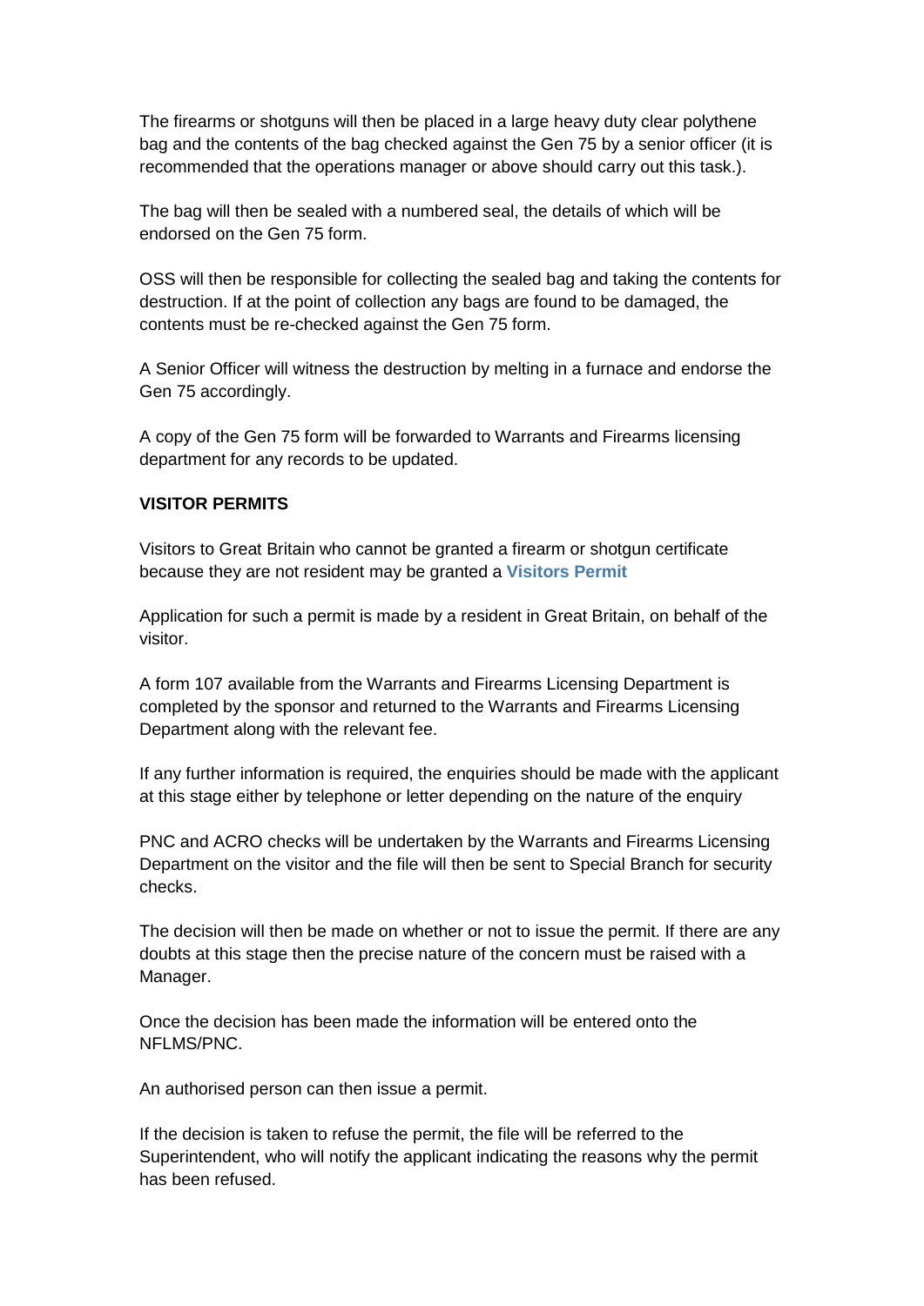The firearms or shotguns will then be placed in a large heavy duty clear polythene bag and the contents of the bag checked against the Gen 75 by a senior officer (it is recommended that the operations manager or above should carry out this task.).

The bag will then be sealed with a numbered seal, the details of which will be endorsed on the Gen 75 form.

OSS will then be responsible for collecting the sealed bag and taking the contents for destruction. If at the point of collection any bags are found to be damaged, the contents must be re-checked against the Gen 75 form.

A Senior Officer will witness the destruction by melting in a furnace and endorse the Gen 75 accordingly.

A copy of the Gen 75 form will be forwarded to Warrants and Firearms licensing department for any records to be updated.

**VISITOR PERMITS**

Visitors to Great Britain who cannot be granted a firearm or shotgun certificate because they are not resident may be granted a **Visitors Permit**

Application for such a permit is made by a resident in Great Britain, on behalf of the visitor.

A form 107 available from the Warrants and Firearms Licensing Department is completed by the sponsor and returned to the Warrants and Firearms Licensing Department along with the relevant fee.

If any further information is required, the enquiries should be made with the applicant at this stage either by telephone or letter depending on the nature of the enquiry

PNC and ACRO checks will be undertaken by the Warrants and Firearms Licensing Department on the visitor and the file will then be sent to Special Branch for security checks.

The decision will then be made on whether or not to issue the permit. If there are any doubts at this stage then the precise nature of the concern must be raised with a Manager.

Once the decision has been made the information will be entered onto the NFLMS/PNC.

An authorised person can then issue a permit.

If the decision is taken to refuse the permit, the file will be referred to the Superintendent, who will notify the applicant indicating the reasons why the permit has been refused.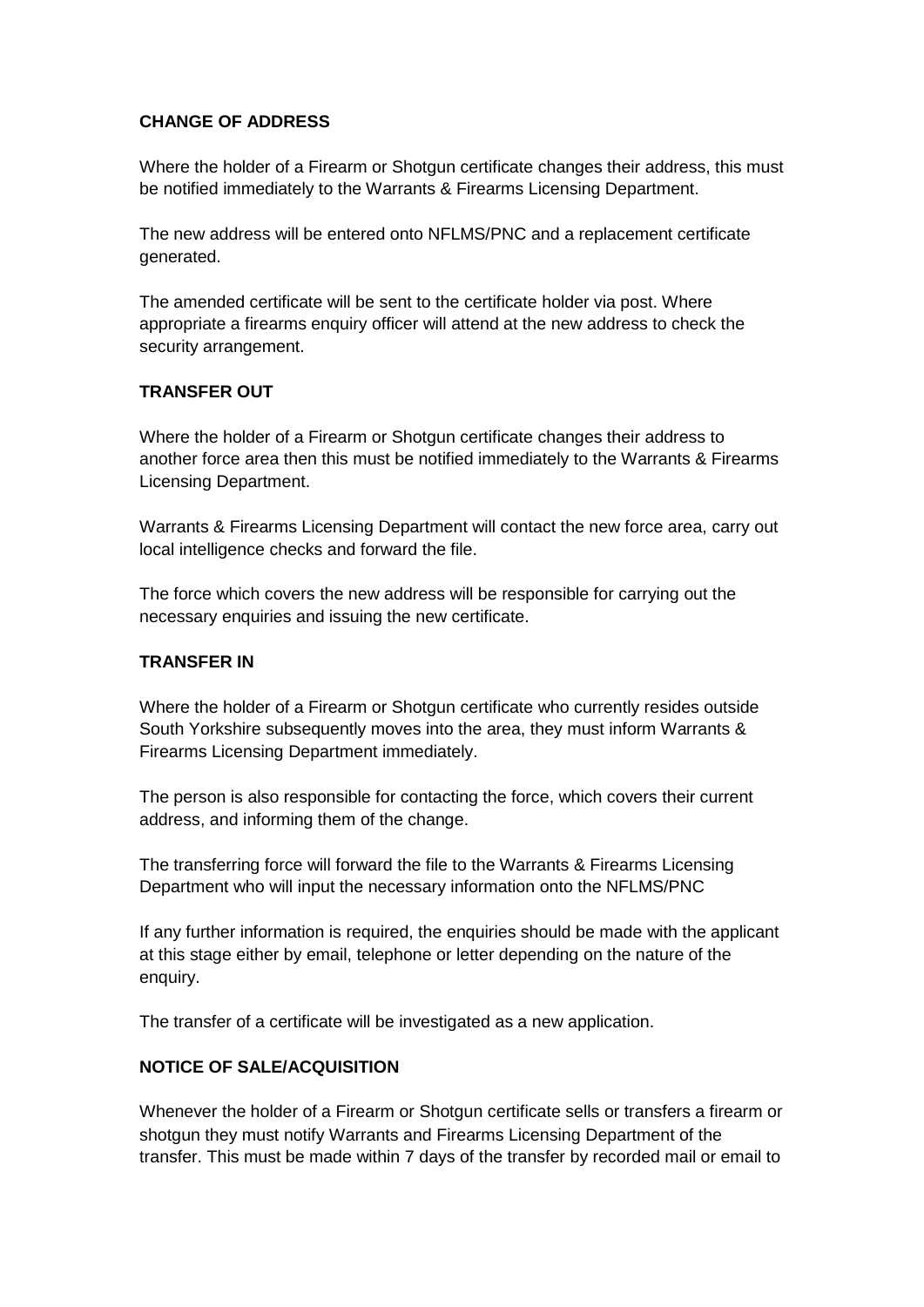**CHANGE OF ADDRESS**

Where the holder of a Firearm or Shotgun certificate changes their address, this must be notified immediately to the Warrants & Firearms Licensing Department.

The new address will be entered onto NFLMS/PNC and a replacement certificate generated.

The amended certificate will be sent to the certificate holder via post. Where appropriate a firearms enquiry officer will attend at the new address to check the security arrangement.

**TRANSFER OUT**

Where the holder of a Firearm or Shotgun certificate changes their address to another force area then this must be notified immediately to the Warrants & Firearms Licensing Department.

Warrants & Firearms Licensing Department will contact the new force area, carry out local intelligence checks and forward the file.

The force which covers the new address will be responsible for carrying out the necessary enquiries and issuing the new certificate.

**TRANSFER IN**

Where the holder of a Firearm or Shotgun certificate who currently resides outside South Yorkshire subsequently moves into the area, they must inform Warrants & Firearms Licensing Department immediately.

The person is also responsible for contacting the force, which covers their current address, and informing them of the change.

The transferring force will forward the file to the Warrants & Firearms Licensing Department who will input the necessary information onto the NFLMS/PNC

If any further information is required, the enquiries should be made with the applicant at this stage either by email, telephone or letter depending on the nature of the enquiry.

The transfer of a certificate will be investigated as a new application.

**NOTICE OF SALE/ACQUISITION**

Whenever the holder of a Firearm or Shotgun certificate sells or transfers a firearm or shotgun they must notify Warrants and Firearms Licensing Department of the transfer. This must be made within 7 days of the transfer by recorded mail or email to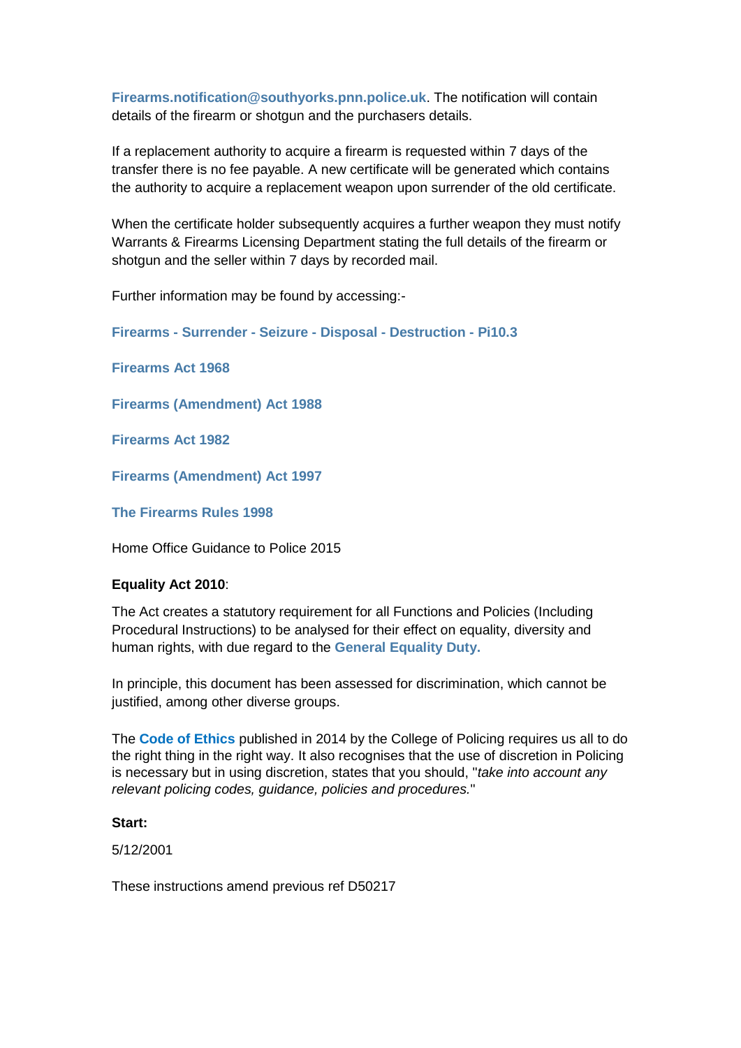**Firearms.notification@southyorks.pnn.police.uk**. The notification will contain details of the firearm or shotgun and the purchasers details.

If a replacement authority to acquire a firearm is requested within 7 days of the transfer there is no fee payable. A new certificate will be generated which contains the authority to acquire a replacement weapon upon surrender of the old certificate.

When the certificate holder subsequently acquires a further weapon they must notify Warrants & Firearms Licensing Department stating the full details of the firearm or shotgun and the seller within 7 days by recorded mail.

Further information may be found by accessing:-

**Firearms - Surrender - Seizure - Disposal - Destruction - Pi10.3**

**Firearms Act 1968**

**Firearms (Amendment) Act 1988**

**Firearms Act 1982**

**Firearms (Amendment) Act 1997**

**The Firearms Rules 1998**

Home Office Guidance to Police 2015

**Equality Act 2010**:

The Act creates a statutory requirement for all Functions and Policies (Including Procedural Instructions) to be analysed for their effect on equality, diversity and human rights, with due regard to the **General Equality Duty.**

In principle, this document has been assessed for discrimination, which cannot be justified, among other diverse groups.

The **Code of Ethics** published in 2014 by the College of Policing requires us all to do the right thing in the right way. It also recognises that the use of discretion in Policing is necessary but in using discretion, states that you should, "*take into account any relevant policing codes, guidance, policies and procedures.*"

**Start:**

5/12/2001

These instructions amend previous ref D50217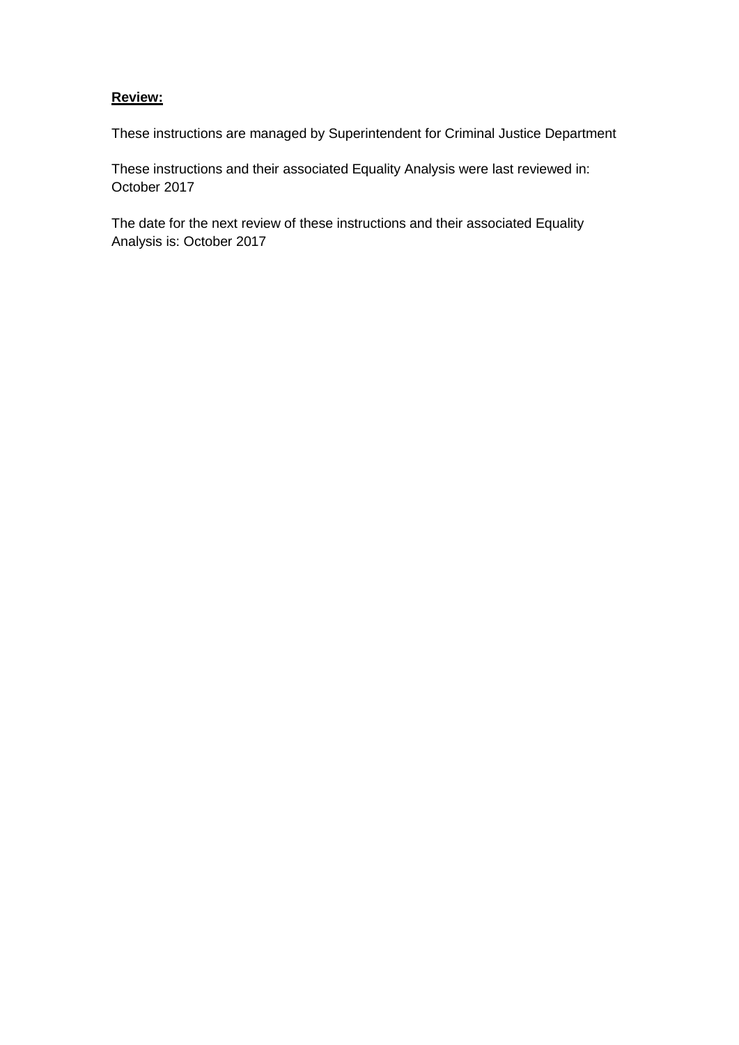**Review:**

These instructions are managed by Superintendent for Criminal Justice Department

These instructions and their associated Equality Analysis were last reviewed in: October 2017

The date for the next review of these instructions and their associated Equality Analysis is: October 2017